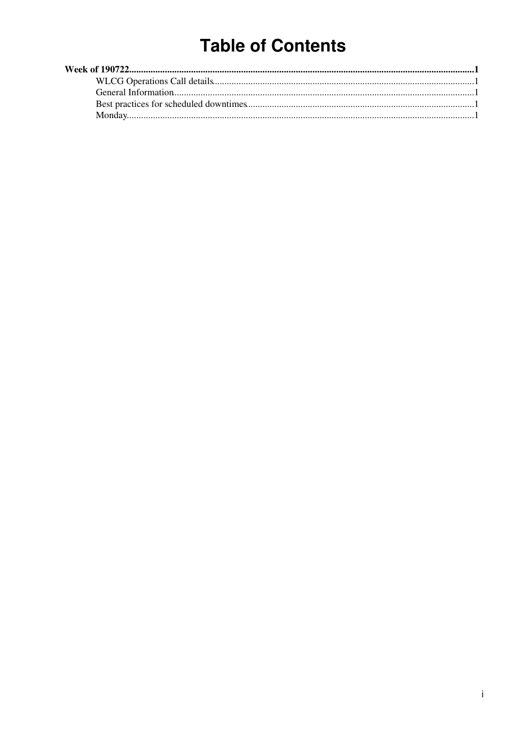# Table of Contents

**Week of 190722**......1

- WLCG Operations Call details......1
- General Information......1
- Best practices for scheduled downtimes......1
- Monday......1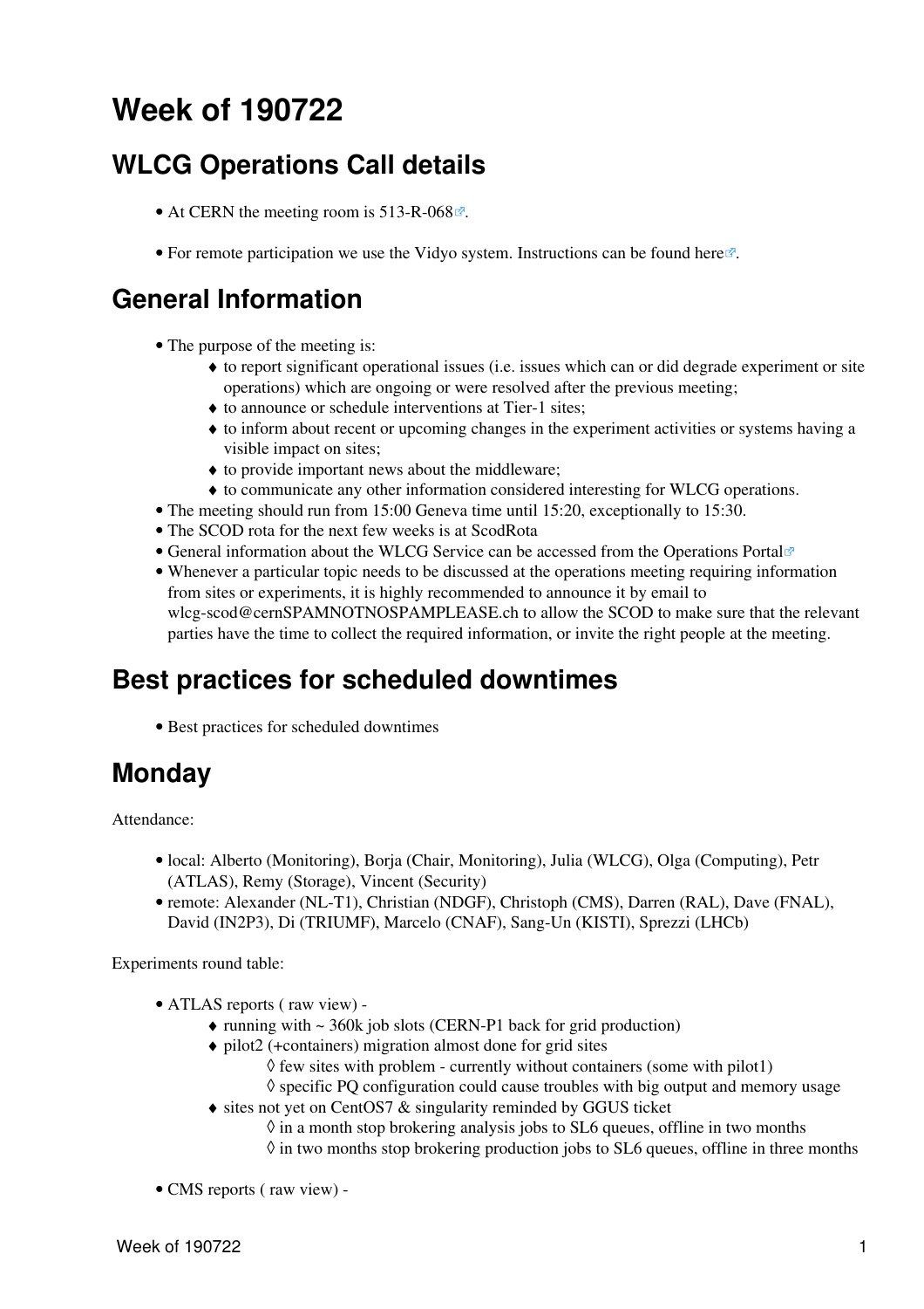# Week of 190722

## WLCG Operations Call details

- At CERN the meeting room is 513-R-068.
- For remote participation we use the Vidyo system. Instructions can be found here.

## General Information

- The purpose of the meeting is:
  - to report significant operational issues (i.e. issues which can or did degrade experiment or site operations) which are ongoing or were resolved after the previous meeting;
  - to announce or schedule interventions at Tier-1 sites;
  - to inform about recent or upcoming changes in the experiment activities or systems having a visible impact on sites;
  - to provide important news about the middleware;
  - to communicate any other information considered interesting for WLCG operations.
- The meeting should run from 15:00 Geneva time until 15:20, exceptionally to 15:30.
- The SCOD rota for the next few weeks is at ScodRota
- General information about the WLCG Service can be accessed from the Operations Portal
- Whenever a particular topic needs to be discussed at the operations meeting requiring information from sites or experiments, it is highly recommended to announce it by email to wlcg-scod@cernSPAMNOTNOSPAMPLEASE.ch to allow the SCOD to make sure that the relevant parties have the time to collect the required information, or invite the right people at the meeting.

## Best practices for scheduled downtimes

- Best practices for scheduled downtimes

## Monday

Attendance:

- local: Alberto (Monitoring), Borja (Chair, Monitoring), Julia (WLCG), Olga (Computing), Petr (ATLAS), Remy (Storage), Vincent (Security)
- remote: Alexander (NL-T1), Christian (NDGF), Christoph (CMS), Darren (RAL), Dave (FNAL), David (IN2P3), Di (TRIUMF), Marcelo (CNAF), Sang-Un (KISTI), Sprezzi (LHCb)

Experiments round table:

- ATLAS reports ( raw view) -
  - running with ~ 360k job slots (CERN-P1 back for grid production)
  - pilot2 (+containers) migration almost done for grid sites
    - few sites with problem - currently without containers (some with pilot1)
    - specific PQ configuration could cause troubles with big output and memory usage
  - sites not yet on CentOS7 & singularity reminded by GGUS ticket
    - in a month stop brokering analysis jobs to SL6 queues, offline in two months
    - in two months stop brokering production jobs to SL6 queues, offline in three months
- CMS reports ( raw view) -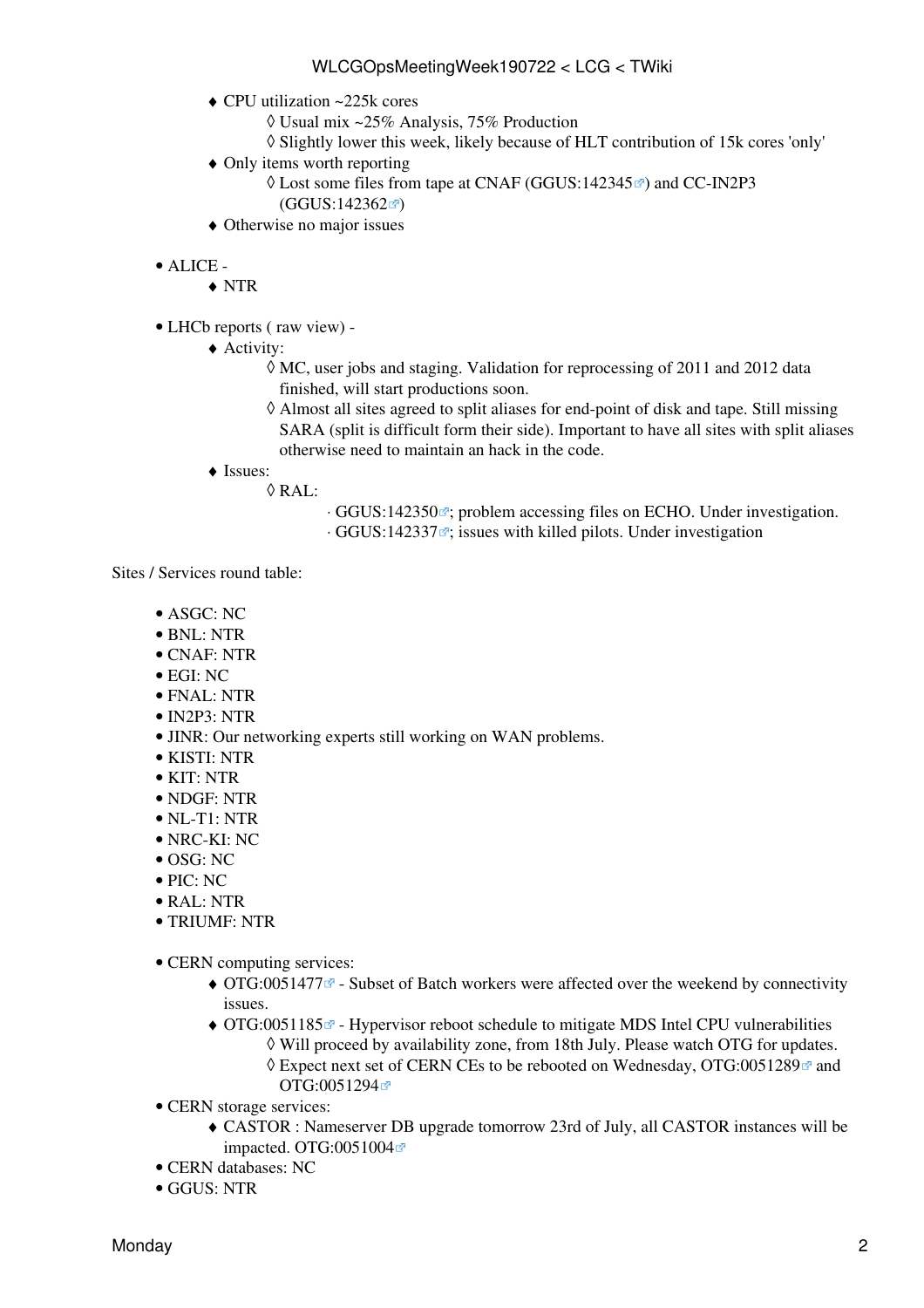- CPU utilization ~225k cores
    - Usual mix ~25% Analysis, 75% Production
    - Slightly lower this week, likely because of HLT contribution of 15k cores 'only'
- Only items worth reporting
    - Lost some files from tape at CNAF (GGUS:142345) and CC-IN2P3 (GGUS:142362)
- Otherwise no major issues

- ALICE -
    - NTR

- LHCb reports ( raw view) -
    - Activity:
        - MC, user jobs and staging. Validation for reprocessing of 2011 and 2012 data finished, will start productions soon.
        - Almost all sites agreed to split aliases for end-point of disk and tape. Still missing SARA (split is difficult form their side). Important to have all sites with split aliases otherwise need to maintain an hack in the code.
    - Issues:
        - RAL:
            - GGUS:142350; problem accessing files on ECHO. Under investigation.
            - GGUS:142337; issues with killed pilots. Under investigation

Sites / Services round table:

- ASGC: NC
- BNL: NTR
- CNAF: NTR
- EGI: NC
- FNAL: NTR
- IN2P3: NTR
- JINR: Our networking experts still working on WAN problems.
- KISTI: NTR
- KIT: NTR
- NDGF: NTR
- NL-T1: NTR
- NRC-KI: NC
- OSG: NC
- PIC: NC
- RAL: NTR
- TRIUMF: NTR

- CERN computing services:
    - OTG:0051477 - Subset of Batch workers were affected over the weekend by connectivity issues.
    - OTG:0051185 - Hypervisor reboot schedule to mitigate MDS Intel CPU vulnerabilities
        - Will proceed by availability zone, from 18th July. Please watch OTG for updates.
        - Expect next set of CERN CEs to be rebooted on Wednesday, OTG:0051289 and OTG:0051294
- CERN storage services:
    - CASTOR : Nameserver DB upgrade tomorrow 23rd of July, all CASTOR instances will be impacted. OTG:0051004
- CERN databases: NC
- GGUS: NTR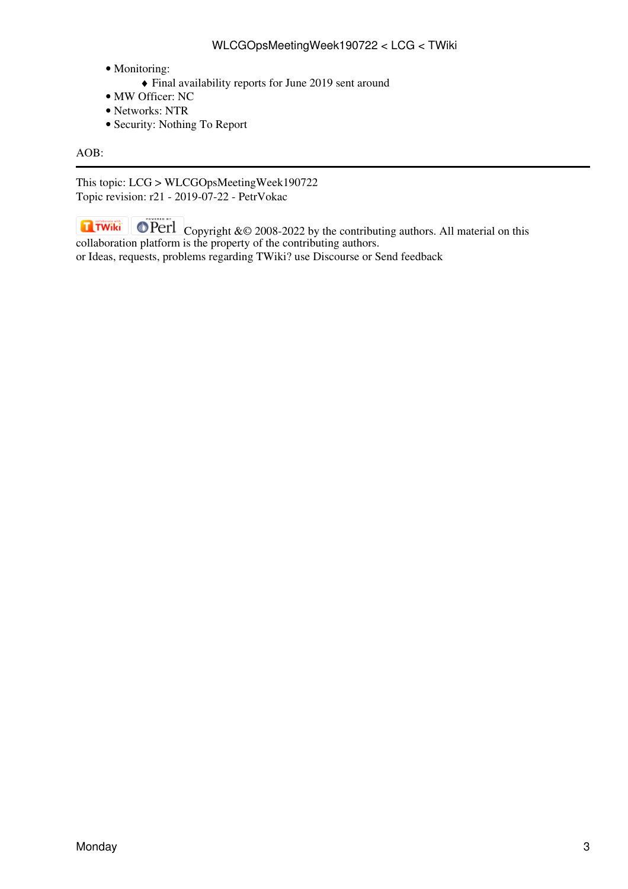- Monitoring:
    - Final availability reports for June 2019 sent around
- MW Officer: NC
- Networks: NTR
- Security: Nothing To Report

AOB:

---

This topic: LCG > WLCGOpsMeetingWeek190722
Topic revision: r21 - 2019-07-22 - PetrVokac

Copyright &© 2008-2022 by the contributing authors. All material on this collaboration platform is the property of the contributing authors.
or Ideas, requests, problems regarding TWiki? use Discourse or Send feedback